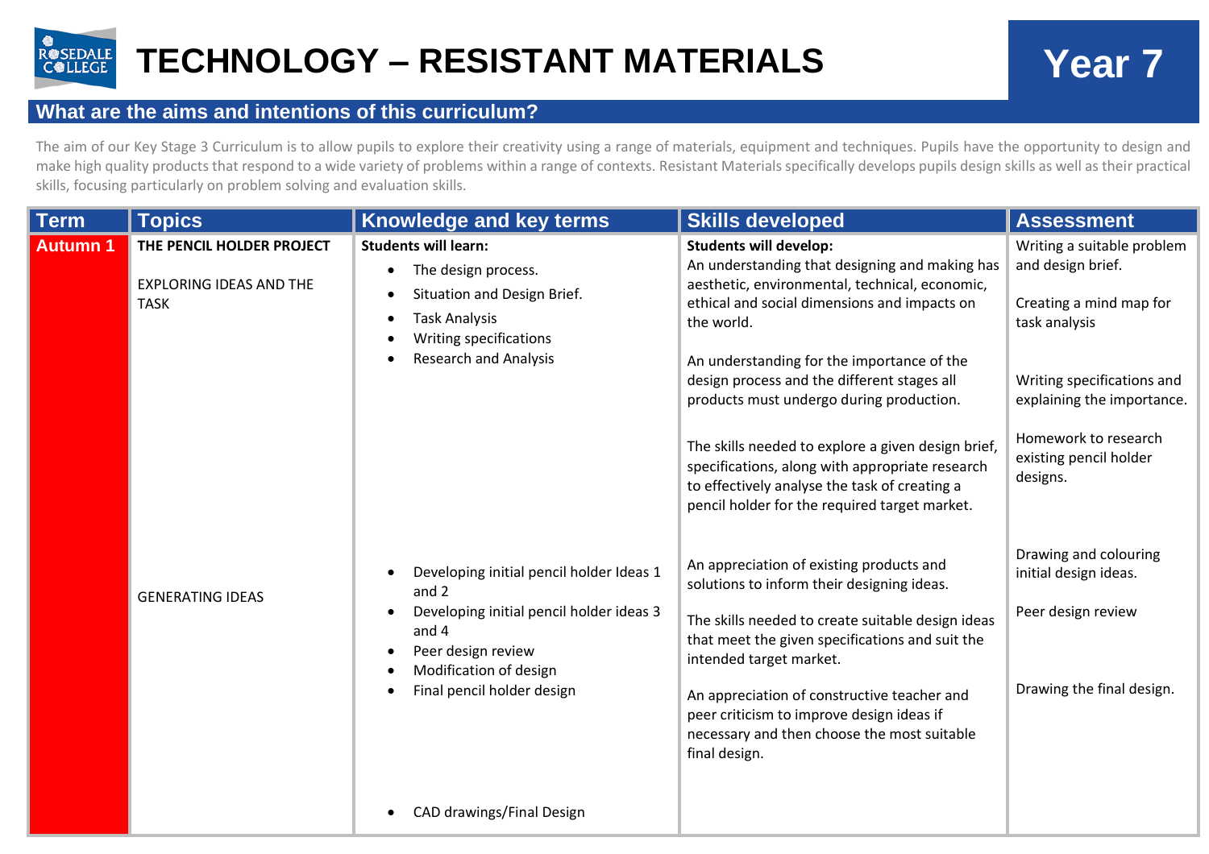# TECHNOLOGY – RESISTANT MATERIALS

## Year 7

## What are the aims and intentions of this curriculum?

The aim of our Key Stage 3 Curriculum is to allow pupils to explore their creativity using a range of materials, equipment and techniques. Pupils have the opportunity to design and make high quality products that respond to a wide variety of problems within a range of contexts. Resistant Materials specifically develops pupils design skills as well as their practical skills, focusing particularly on problem solving and evaluation skills.

| Term | Topics | Knowledge and key terms | Skills developed | Assessment |
|---|---|---|---|---|
| Autumn 1 | **THE PENCIL HOLDER PROJECT**<br><br>EXPLORING IDEAS AND THE TASK | **Students will learn:**<br>• The design process.<br>• Situation and Design Brief.<br>• Task Analysis<br>• Writing specifications<br>• Research and Analysis | **Students will develop:**<br>An understanding that designing and making has aesthetic, environmental, technical, economic, ethical and social dimensions and impacts on the world.<br><br>An understanding for the importance of the design process and the different stages all products must undergo during production.<br><br>The skills needed to explore a given design brief, specifications, along with appropriate research to effectively analyse the task of creating a pencil holder for the required target market. | Writing a suitable problem and design brief.<br><br>Creating a mind map for task analysis<br><br>Writing specifications and explaining the importance.<br><br>Homework to research existing pencil holder designs. |
| | GENERATING IDEAS | • Developing initial pencil holder Ideas 1 and 2<br>• Developing initial pencil holder ideas 3 and 4<br>• Peer design review<br>• Modification of design<br>• Final pencil holder design<br><br>• CAD drawings/Final Design | An appreciation of existing products and solutions to inform their designing ideas.<br><br>The skills needed to create suitable design ideas that meet the given specifications and suit the intended target market.<br><br>An appreciation of constructive teacher and peer criticism to improve design ideas if necessary and then choose the most suitable final design. | Drawing and colouring initial design ideas.<br><br>Peer design review<br><br>Drawing the final design. |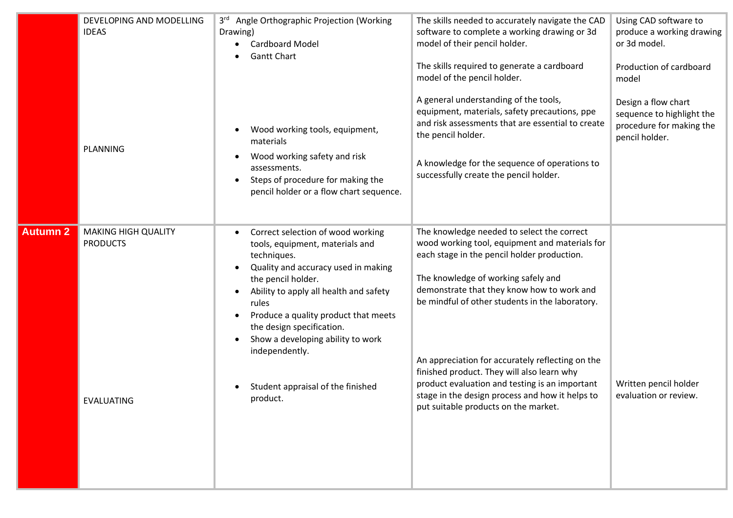| | | | | |
|---|---|---|---|---|
| | DEVELOPING AND MODELLING IDEAS | 3rd Angle Orthographic Projection (Working Drawing)<br>• Cardboard Model<br>• Gantt Chart | The skills needed to accurately navigate the CAD software to complete a working drawing or 3d model of their pencil holder.<br><br>The skills required to generate a cardboard model of the pencil holder. | Using CAD software to produce a working drawing or 3d model.<br><br>Production of cardboard model |
| | PLANNING | • Wood working tools, equipment, materials<br>• Wood working safety and risk assessments.<br>• Steps of procedure for making the pencil holder or a flow chart sequence. | A general understanding of the tools, equipment, materials, safety precautions, ppe and risk assessments that are essential to create the pencil holder.<br><br>A knowledge for the sequence of operations to successfully create the pencil holder. | Design a flow chart sequence to highlight the procedure for making the pencil holder. |
| **Autumn 2** | MAKING HIGH QUALITY PRODUCTS | • Correct selection of wood working tools, equipment, materials and techniques.<br>• Quality and accuracy used in making the pencil holder.<br>• Ability to apply all health and safety rules<br>• Produce a quality product that meets the design specification.<br>• Show a developing ability to work independently. | The knowledge needed to select the correct wood working tool, equipment and materials for each stage in the pencil holder production.<br><br>The knowledge of working safely and demonstrate that they know how to work and be mindful of other students in the laboratory. | |
| | EVALUATING | • Student appraisal of the finished product. | An appreciation for accurately reflecting on the finished product. They will also learn why product evaluation and testing is an important stage in the design process and how it helps to put suitable products on the market. | Written pencil holder evaluation or review. |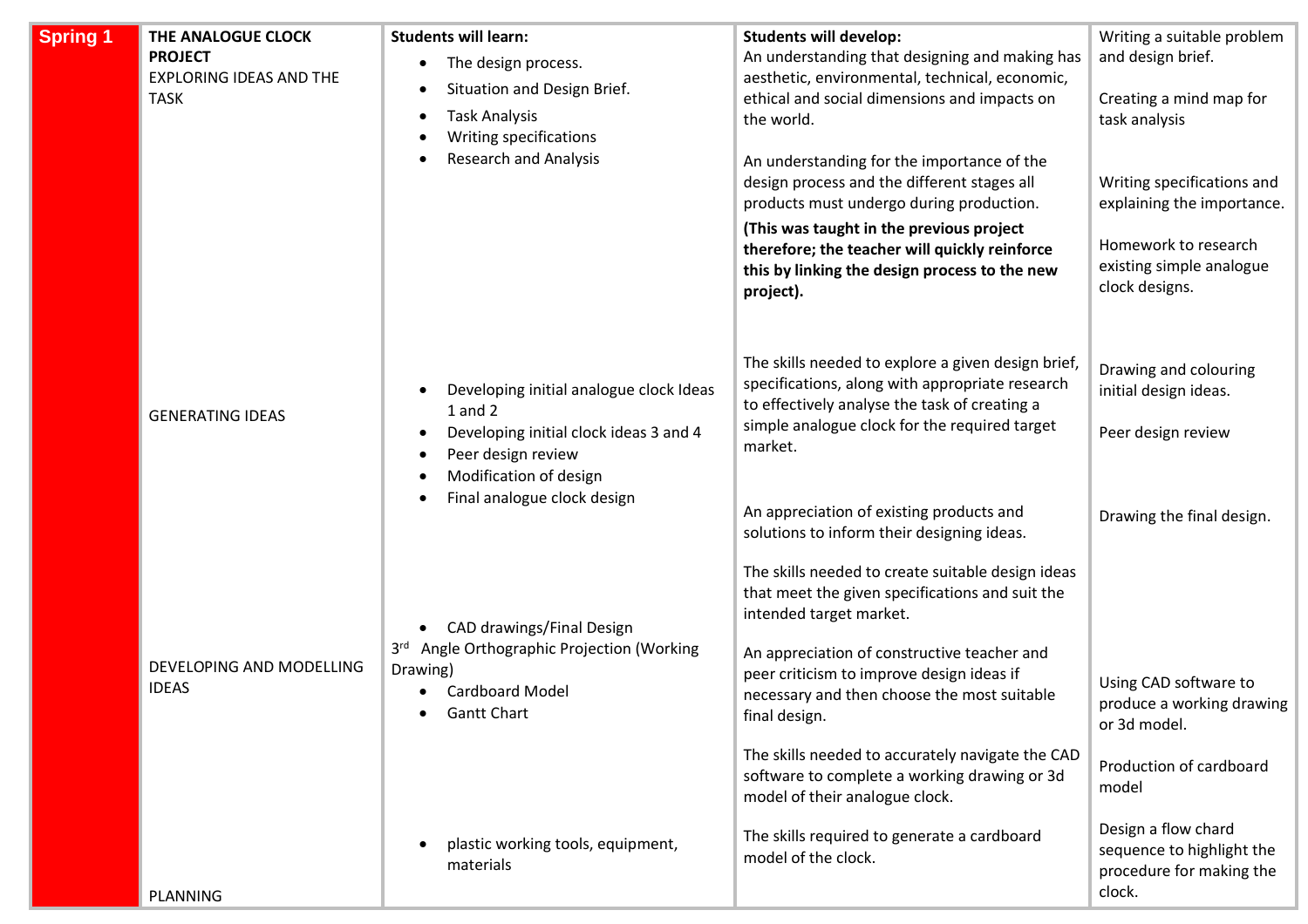| Spring 1 | THE ANALOGUE CLOCK PROJECT<br>EXPLORING IDEAS AND THE TASK | **Students will learn:**<br>• The design process.<br>• Situation and Design Brief.<br>• Task Analysis<br>• Writing specifications<br>• Research and Analysis | **Students will develop:**<br>An understanding that designing and making has aesthetic, environmental, technical, economic, ethical and social dimensions and impacts on the world.<br><br>An understanding for the importance of the design process and the different stages all products must undergo during production.<br>**(This was taught in the previous project therefore; the teacher will quickly reinforce this by linking the design process to the new project).** | Writing a suitable problem and design brief.<br><br>Creating a mind map for task analysis<br><br>Writing specifications and explaining the importance.<br><br>Homework to research existing simple analogue clock designs. |
|---|---|---|---|---|
| | GENERATING IDEAS | • Developing initial analogue clock Ideas 1 and 2<br>• Developing initial clock ideas 3 and 4<br>• Peer design review<br>• Modification of design<br>• Final analogue clock design | The skills needed to explore a given design brief, specifications, along with appropriate research to effectively analyse the task of creating a simple analogue clock for the required target market.<br><br>An appreciation of existing products and solutions to inform their designing ideas.<br><br>The skills needed to create suitable design ideas that meet the given specifications and suit the intended target market. | Drawing and colouring initial design ideas.<br><br>Peer design review<br><br>Drawing the final design. |
| | DEVELOPING AND MODELLING IDEAS | • CAD drawings/Final Design<br>3rd Angle Orthographic Projection (Working Drawing)<br>• Cardboard Model<br>• Gantt Chart | An appreciation of constructive teacher and peer criticism to improve design ideas if necessary and then choose the most suitable final design.<br><br>The skills needed to accurately navigate the CAD software to complete a working drawing or 3d model of their analogue clock. | Using CAD software to produce a working drawing or 3d model.<br><br>Production of cardboard model |
| | PLANNING | • plastic working tools, equipment, materials | The skills required to generate a cardboard model of the clock. | Design a flow chard sequence to highlight the procedure for making the clock. |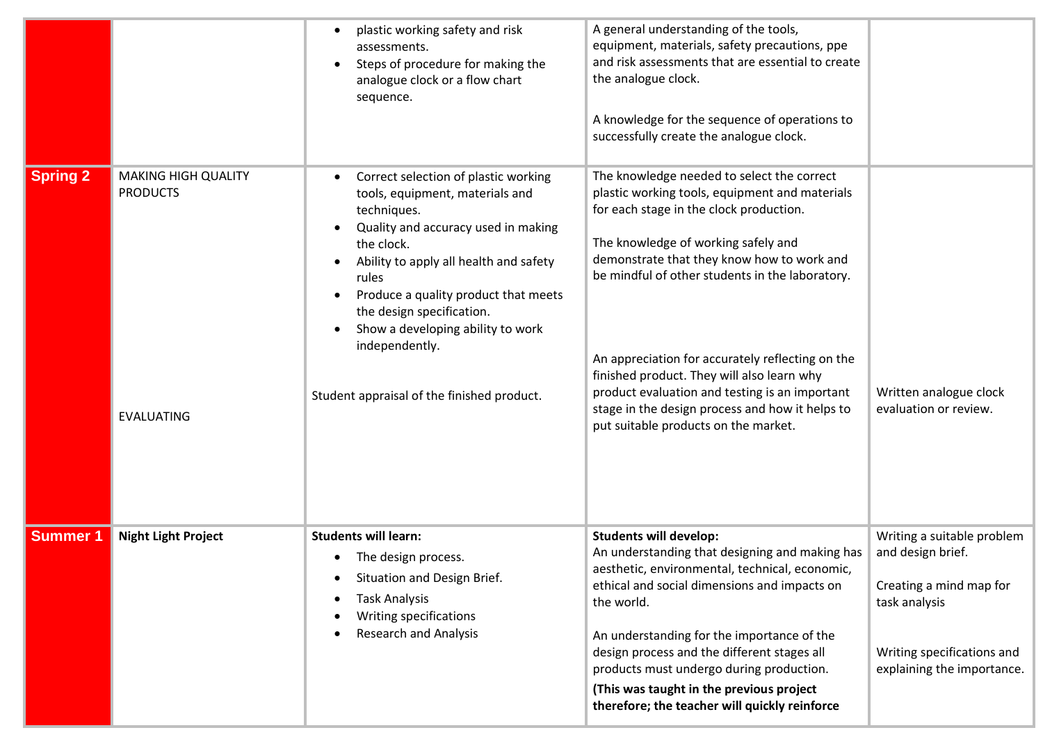| | | | | |
|---|---|---|---|---|
| | | • plastic working safety and risk assessments.<br>• Steps of procedure for making the analogue clock or a flow chart sequence. | A general understanding of the tools, equipment, materials, safety precautions, ppe and risk assessments that are essential to create the analogue clock.<br><br>A knowledge for the sequence of operations to successfully create the analogue clock. | |
| **Spring 2** | MAKING HIGH QUALITY PRODUCTS | • Correct selection of plastic working tools, equipment, materials and techniques.<br>• Quality and accuracy used in making the clock.<br>• Ability to apply all health and safety rules<br>• Produce a quality product that meets the design specification.<br>• Show a developing ability to work independently. | The knowledge needed to select the correct plastic working tools, equipment and materials for each stage in the clock production.<br><br>The knowledge of working safely and demonstrate that they know how to work and be mindful of other students in the laboratory. | |
| | EVALUATING | Student appraisal of the finished product. | An appreciation for accurately reflecting on the finished product. They will also learn why product evaluation and testing is an important stage in the design process and how it helps to put suitable products on the market. | Written analogue clock evaluation or review. |
| **Summer 1** | **Night Light Project** | **Students will learn:**<br>• The design process.<br>• Situation and Design Brief.<br>• Task Analysis<br>• Writing specifications<br>• Research and Analysis | **Students will develop:**<br>An understanding that designing and making has aesthetic, environmental, technical, economic, ethical and social dimensions and impacts on the world.<br><br>An understanding for the importance of the design process and the different stages all products must undergo during production.<br>**(This was taught in the previous project therefore; the teacher will quickly reinforce** | Writing a suitable problem and design brief.<br><br>Creating a mind map for task analysis<br><br>Writing specifications and explaining the importance. |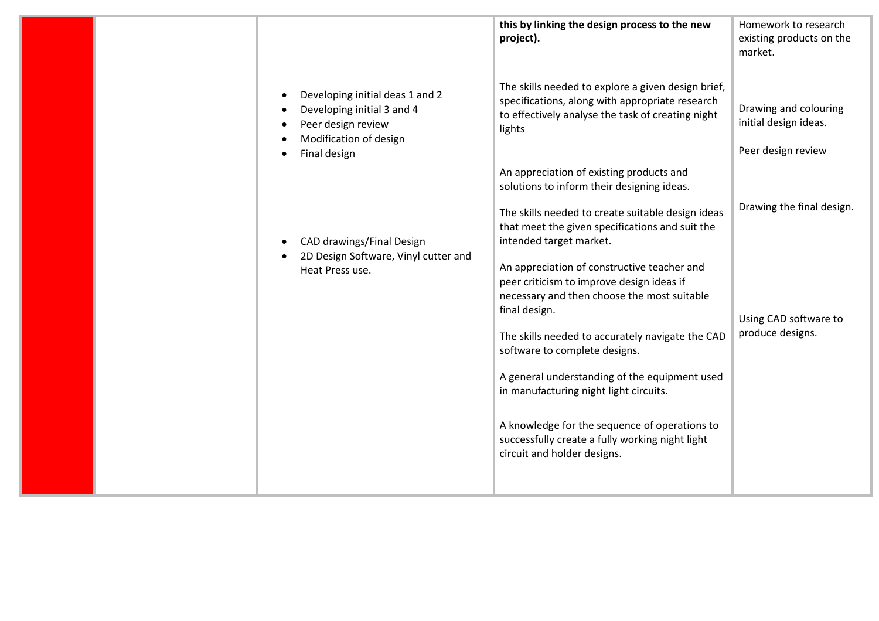| | | | | |
|---|---|---|---|---|
| | | • Developing initial deas 1 and 2<br>• Developing initial 3 and 4<br>• Peer design review<br>• Modification of design<br>• Final design<br><br>• CAD drawings/Final Design<br>• 2D Design Software, Vinyl cutter and Heat Press use. | **this by linking the design process to the new project).**<br><br>The skills needed to explore a given design brief, specifications, along with appropriate research to effectively analyse the task of creating night lights<br><br>An appreciation of existing products and solutions to inform their designing ideas.<br><br>The skills needed to create suitable design ideas that meet the given specifications and suit the intended target market.<br><br>An appreciation of constructive teacher and peer criticism to improve design ideas if necessary and then choose the most suitable final design.<br><br>The skills needed to accurately navigate the CAD software to complete designs.<br><br>A general understanding of the equipment used in manufacturing night light circuits.<br><br>A knowledge for the sequence of operations to successfully create a fully working night light circuit and holder designs. | Homework to research existing products on the market.<br><br>Drawing and colouring initial design ideas.<br><br>Peer design review<br><br>Drawing the final design.<br><br>Using CAD software to produce designs. |